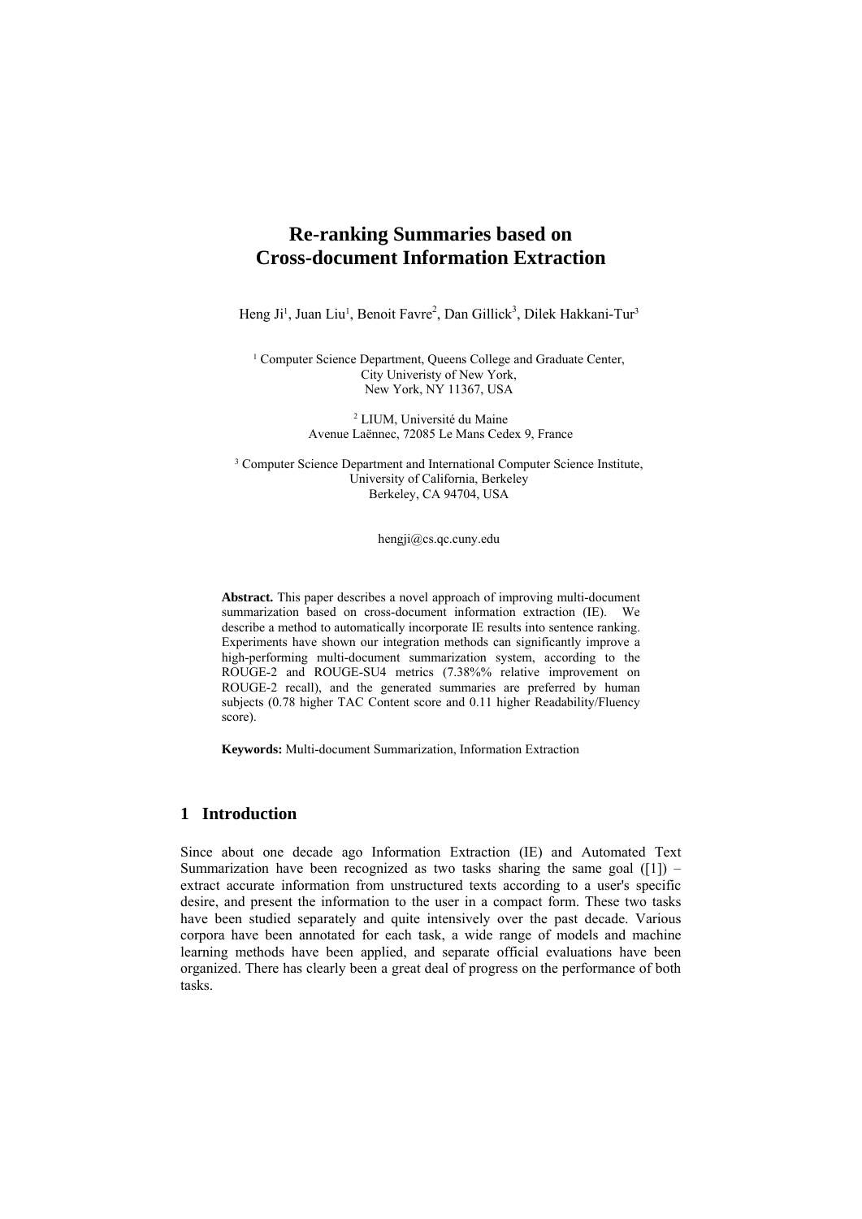# Re-ranking Summaries based on Cross-document Information Extraction

Heng Ji[1], Juan Liu[1], Benoit Favre[2], Dan Gillick[3], Dilek Hakkani-Tur[3]

[1] Computer Science Department, Queens College and Graduate Center,
City Univeristy of New York,
New York, NY 11367, USA

[2] LIUM, Université du Maine
Avenue Laënnec, 72085 Le Mans Cedex 9, France

[3] Computer Science Department and International Computer Science Institute,
University of California, Berkeley
Berkeley, CA 94704, USA

hengji@cs.qc.cuny.edu

**Abstract.** This paper describes a novel approach of improving multi-document summarization based on cross-document information extraction (IE). We describe a method to automatically incorporate IE results into sentence ranking. Experiments have shown our integration methods can significantly improve a high-performing multi-document summarization system, according to the ROUGE-2 and ROUGE-SU4 metrics (7.38%% relative improvement on ROUGE-2 recall), and the generated summaries are preferred by human subjects (0.78 higher TAC Content score and 0.11 higher Readability/Fluency score).

**Keywords:** Multi-document Summarization, Information Extraction

## 1 Introduction

Since about one decade ago Information Extraction (IE) and Automated Text Summarization have been recognized as two tasks sharing the same goal ([1]) – extract accurate information from unstructured texts according to a user's specific desire, and present the information to the user in a compact form. These two tasks have been studied separately and quite intensively over the past decade. Various corpora have been annotated for each task, a wide range of models and machine learning methods have been applied, and separate official evaluations have been organized. There has clearly been a great deal of progress on the performance of both tasks.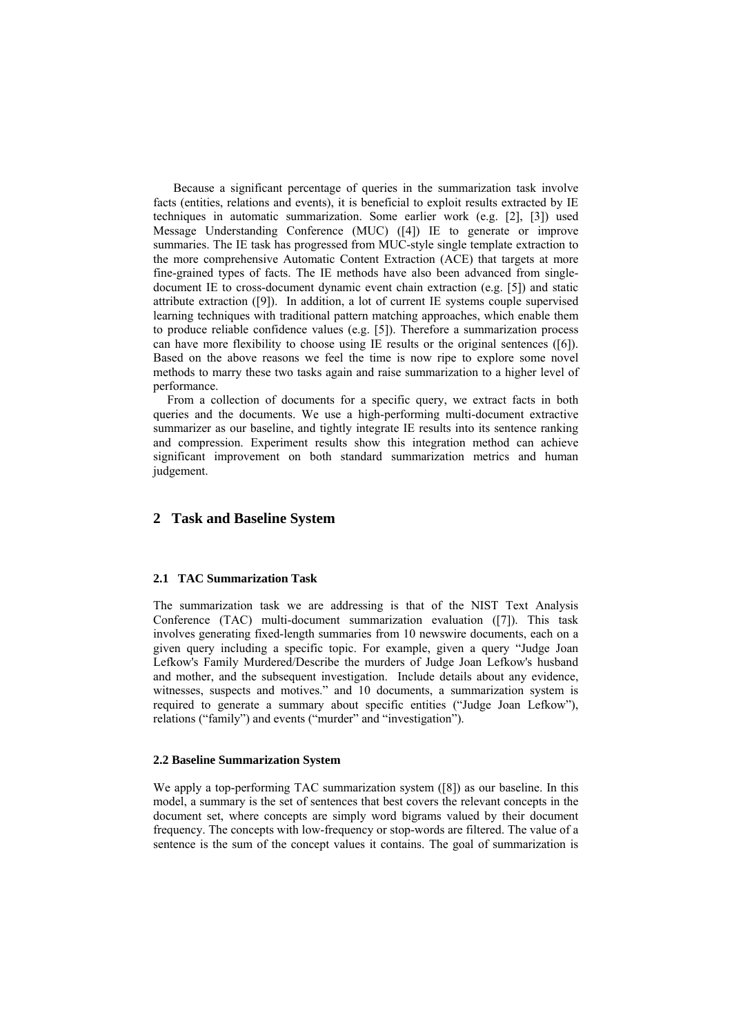Because a significant percentage of queries in the summarization task involve facts (entities, relations and events), it is beneficial to exploit results extracted by IE techniques in automatic summarization. Some earlier work (e.g. [2], [3]) used Message Understanding Conference (MUC) ([4]) IE to generate or improve summaries. The IE task has progressed from MUC-style single template extraction to the more comprehensive Automatic Content Extraction (ACE) that targets at more fine-grained types of facts. The IE methods have also been advanced from single-document IE to cross-document dynamic event chain extraction (e.g. [5]) and static attribute extraction ([9]). In addition, a lot of current IE systems couple supervised learning techniques with traditional pattern matching approaches, which enable them to produce reliable confidence values (e.g. [5]). Therefore a summarization process can have more flexibility to choose using IE results or the original sentences ([6]). Based on the above reasons we feel the time is now ripe to explore some novel methods to marry these two tasks again and raise summarization to a higher level of performance.

From a collection of documents for a specific query, we extract facts in both queries and the documents. We use a high-performing multi-document extractive summarizer as our baseline, and tightly integrate IE results into its sentence ranking and compression. Experiment results show this integration method can achieve significant improvement on both standard summarization metrics and human judgement.

## 2 Task and Baseline System

### 2.1 TAC Summarization Task

The summarization task we are addressing is that of the NIST Text Analysis Conference (TAC) multi-document summarization evaluation ([7]). This task involves generating fixed-length summaries from 10 newswire documents, each on a given query including a specific topic. For example, given a query "Judge Joan Lefkow's Family Murdered/Describe the murders of Judge Joan Lefkow's husband and mother, and the subsequent investigation. Include details about any evidence, witnesses, suspects and motives." and 10 documents, a summarization system is required to generate a summary about specific entities ("Judge Joan Lefkow"), relations ("family") and events ("murder" and "investigation").

### 2.2 Baseline Summarization System

We apply a top-performing TAC summarization system ([8]) as our baseline. In this model, a summary is the set of sentences that best covers the relevant concepts in the document set, where concepts are simply word bigrams valued by their document frequency. The concepts with low-frequency or stop-words are filtered. The value of a sentence is the sum of the concept values it contains. The goal of summarization is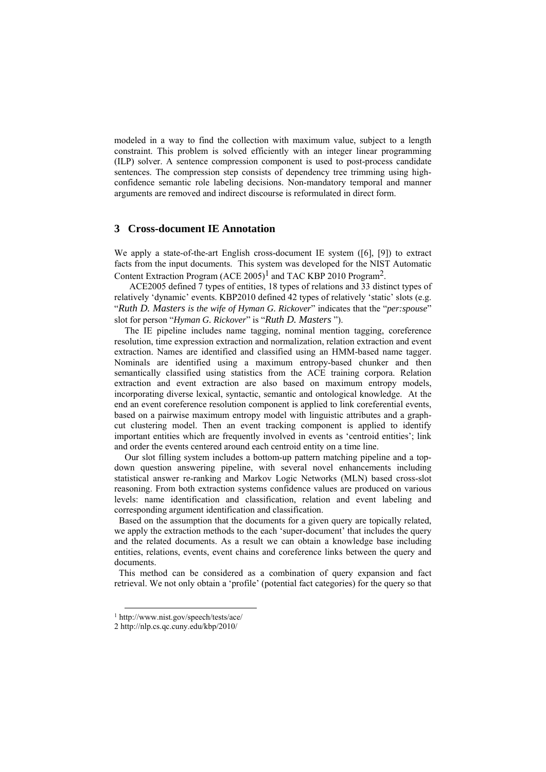modeled in a way to find the collection with maximum value, subject to a length constraint. This problem is solved efficiently with an integer linear programming (ILP) solver. A sentence compression component is used to post-process candidate sentences. The compression step consists of dependency tree trimming using high-confidence semantic role labeling decisions. Non-mandatory temporal and manner arguments are removed and indirect discourse is reformulated in direct form.

## 3 Cross-document IE Annotation

We apply a state-of-the-art English cross-document IE system ([6], [9]) to extract facts from the input documents. This system was developed for the NIST Automatic Content Extraction Program (ACE 2005)[1] and TAC KBP 2010 Program[2].

ACE2005 defined 7 types of entities, 18 types of relations and 33 distinct types of relatively 'dynamic' events. KBP2010 defined 42 types of relatively 'static' slots (e.g. "*Ruth D. Masters is the wife of Hyman G. Rickover*" indicates that the "*per:spouse*" slot for person "*Hyman G. Rickover*" is "*Ruth D. Masters* ").

The IE pipeline includes name tagging, nominal mention tagging, coreference resolution, time expression extraction and normalization, relation extraction and event extraction. Names are identified and classified using an HMM-based name tagger. Nominals are identified using a maximum entropy-based chunker and then semantically classified using statistics from the ACE training corpora. Relation extraction and event extraction are also based on maximum entropy models, incorporating diverse lexical, syntactic, semantic and ontological knowledge. At the end an event coreference resolution component is applied to link coreferential events, based on a pairwise maximum entropy model with linguistic attributes and a graph-cut clustering model. Then an event tracking component is applied to identify important entities which are frequently involved in events as 'centroid entities'; link and order the events centered around each centroid entity on a time line.

Our slot filling system includes a bottom-up pattern matching pipeline and a top-down question answering pipeline, with several novel enhancements including statistical answer re-ranking and Markov Logic Networks (MLN) based cross-slot reasoning. From both extraction systems confidence values are produced on various levels: name identification and classification, relation and event labeling and corresponding argument identification and classification.

Based on the assumption that the documents for a given query are topically related, we apply the extraction methods to the each 'super-document' that includes the query and the related documents. As a result we can obtain a knowledge base including entities, relations, events, event chains and coreference links between the query and documents.

This method can be considered as a combination of query expansion and fact retrieval. We not only obtain a 'profile' (potential fact categories) for the query so that

[1] http://www.nist.gov/speech/tests/ace/

[2] http://nlp.cs.qc.cuny.edu/kbp/2010/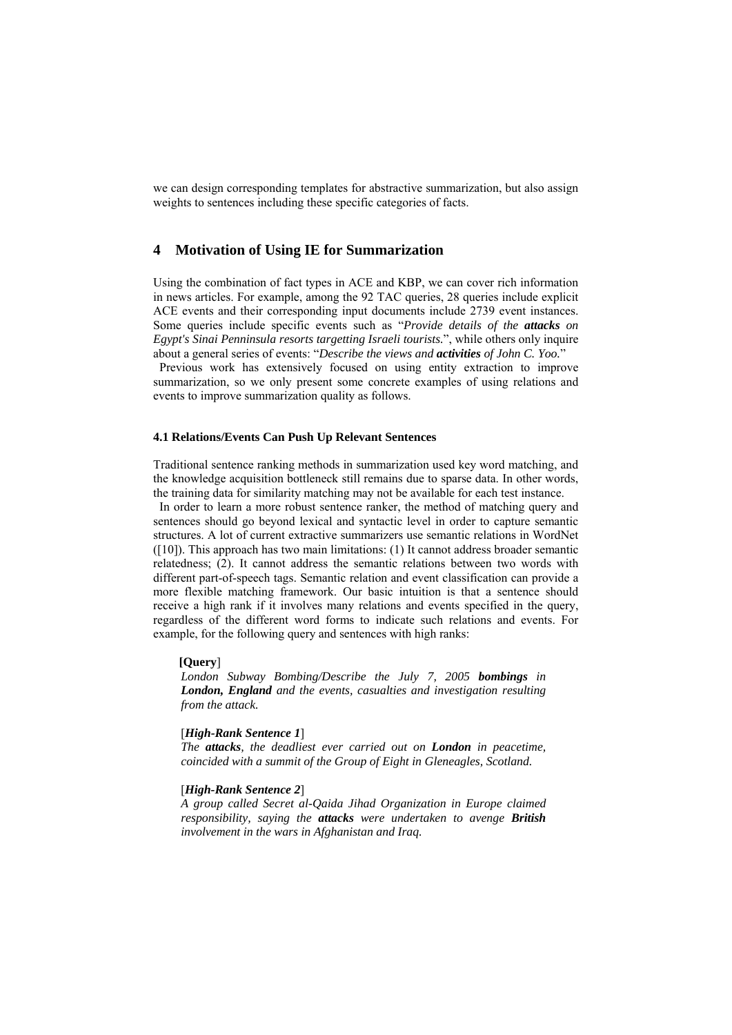we can design corresponding templates for abstractive summarization, but also assign weights to sentences including these specific categories of facts.

## 4 Motivation of Using IE for Summarization

Using the combination of fact types in ACE and KBP, we can cover rich information in news articles. For example, among the 92 TAC queries, 28 queries include explicit ACE events and their corresponding input documents include 2739 event instances. Some queries include specific events such as "*Provide details of the **attacks** on Egypt's Sinai Penninsula resorts targetting Israeli tourists.*", while others only inquire about a general series of events: "*Describe the views and **activities** of John C. Yoo.*"

Previous work has extensively focused on using entity extraction to improve summarization, so we only present some concrete examples of using relations and events to improve summarization quality as follows.

### 4.1 Relations/Events Can Push Up Relevant Sentences

Traditional sentence ranking methods in summarization used key word matching, and the knowledge acquisition bottleneck still remains due to sparse data. In other words, the training data for similarity matching may not be available for each test instance.

In order to learn a more robust sentence ranker, the method of matching query and sentences should go beyond lexical and syntactic level in order to capture semantic structures. A lot of current extractive summarizers use semantic relations in WordNet ([10]). This approach has two main limitations: (1) It cannot address broader semantic relatedness; (2). It cannot address the semantic relations between two words with different part-of-speech tags. Semantic relation and event classification can provide a more flexible matching framework. Our basic intuition is that a sentence should receive a high rank if it involves many relations and events specified in the query, regardless of the different word forms to indicate such relations and events. For example, for the following query and sentences with high ranks:

> **[Query]**
> *London Subway Bombing/Describe the July 7, 2005 **bombings** in **London, England** and the events, casualties and investigation resulting from the attack.*
>
> [***High-Rank Sentence 1***]
> *The **attacks**, the deadliest ever carried out on **London** in peacetime, coincided with a summit of the Group of Eight in Gleneagles, Scotland.*
>
> [***High-Rank Sentence 2***]
> *A group called Secret al-Qaida Jihad Organization in Europe claimed responsibility, saying the **attacks** were undertaken to avenge **British** involvement in the wars in Afghanistan and Iraq.*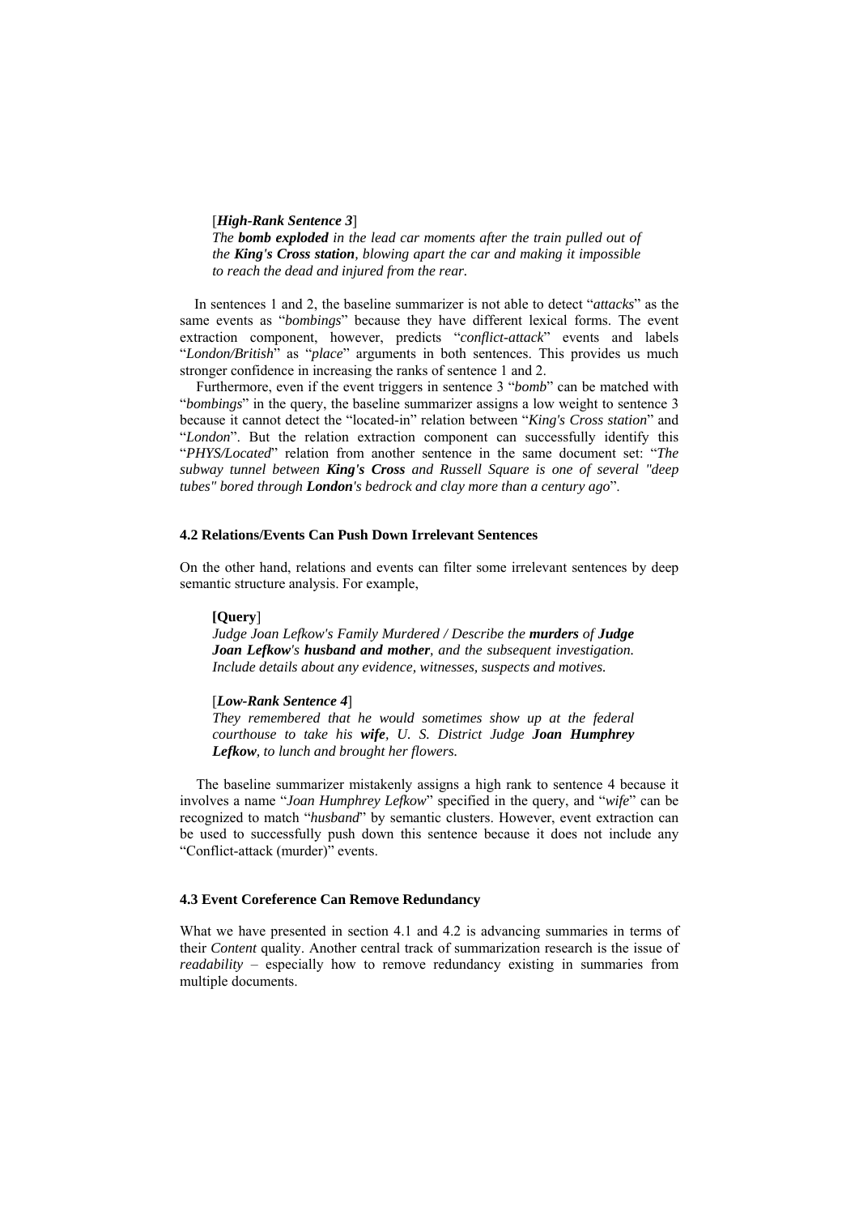[***High-Rank Sentence 3***]

*The **bomb exploded** in the lead car moments after the train pulled out of the **King's Cross station**, blowing apart the car and making it impossible to reach the dead and injured from the rear.*

In sentences 1 and 2, the baseline summarizer is not able to detect "*attacks*" as the same events as "*bombings*" because they have different lexical forms. The event extraction component, however, predicts "*conflict-attack*" events and labels "*London/British*" as "*place*" arguments in both sentences. This provides us much stronger confidence in increasing the ranks of sentence 1 and 2.

Furthermore, even if the event triggers in sentence 3 "*bomb*" can be matched with "*bombings*" in the query, the baseline summarizer assigns a low weight to sentence 3 because it cannot detect the "located-in" relation between "*King's Cross station*" and "*London*". But the relation extraction component can successfully identify this "*PHYS/Located*" relation from another sentence in the same document set: "*The subway tunnel between **King's Cross** and Russell Square is one of several "deep tubes" bored through **London**'s bedrock and clay more than a century ago*".

### 4.2 Relations/Events Can Push Down Irrelevant Sentences

On the other hand, relations and events can filter some irrelevant sentences by deep semantic structure analysis. For example,

**[Query]**

*Judge Joan Lefkow's Family Murdered / Describe the **murders** of **Judge Joan Lefkow**'s **husband and mother**, and the subsequent investigation. Include details about any evidence, witnesses, suspects and motives.*

[***Low-Rank Sentence 4***]

*They remembered that he would sometimes show up at the federal courthouse to take his **wife**, U. S. District Judge **Joan Humphrey Lefkow**, to lunch and brought her flowers.*

The baseline summarizer mistakenly assigns a high rank to sentence 4 because it involves a name "*Joan Humphrey Lefkow*" specified in the query, and "*wife*" can be recognized to match "*husband*" by semantic clusters. However, event extraction can be used to successfully push down this sentence because it does not include any "Conflict-attack (murder)" events.

### 4.3 Event Coreference Can Remove Redundancy

What we have presented in section 4.1 and 4.2 is advancing summaries in terms of their *Content* quality. Another central track of summarization research is the issue of *readability* – especially how to remove redundancy existing in summaries from multiple documents.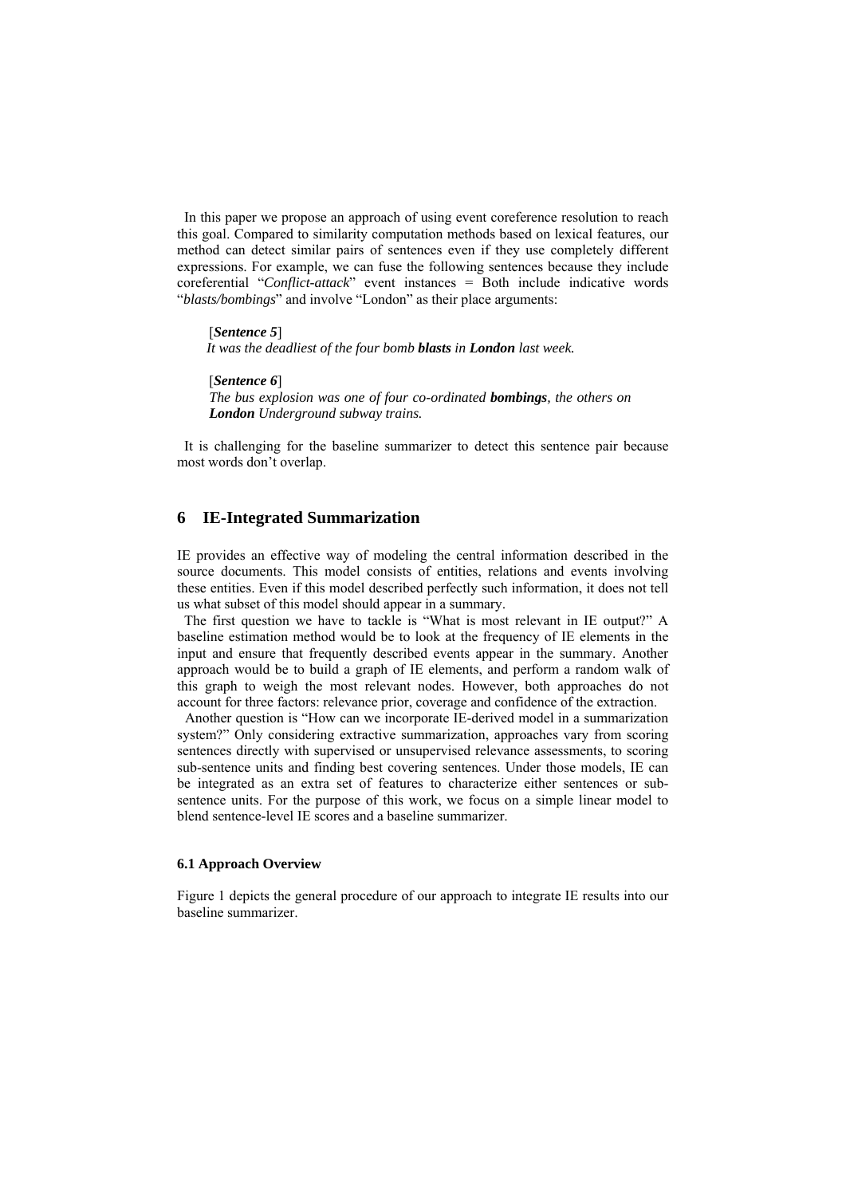In this paper we propose an approach of using event coreference resolution to reach this goal. Compared to similarity computation methods based on lexical features, our method can detect similar pairs of sentences even if they use completely different expressions. For example, we can fuse the following sentences because they include coreferential "*Conflict-attack*" event instances = Both include indicative words "*blasts/bombings*" and involve "London" as their place arguments:

[***Sentence 5***]
*It was the deadliest of the four bomb **blasts** in **London** last week.*

[***Sentence 6***]
*The bus explosion was one of four co-ordinated **bombings**, the others on **London** Underground subway trains.*

It is challenging for the baseline summarizer to detect this sentence pair because most words don't overlap.

## 6 IE-Integrated Summarization

IE provides an effective way of modeling the central information described in the source documents. This model consists of entities, relations and events involving these entities. Even if this model described perfectly such information, it does not tell us what subset of this model should appear in a summary.

The first question we have to tackle is "What is most relevant in IE output?" A baseline estimation method would be to look at the frequency of IE elements in the input and ensure that frequently described events appear in the summary. Another approach would be to build a graph of IE elements, and perform a random walk of this graph to weigh the most relevant nodes. However, both approaches do not account for three factors: relevance prior, coverage and confidence of the extraction.

Another question is "How can we incorporate IE-derived model in a summarization system?" Only considering extractive summarization, approaches vary from scoring sentences directly with supervised or unsupervised relevance assessments, to scoring sub-sentence units and finding best covering sentences. Under those models, IE can be integrated as an extra set of features to characterize either sentences or sub-sentence units. For the purpose of this work, we focus on a simple linear model to blend sentence-level IE scores and a baseline summarizer.

### 6.1 Approach Overview

Figure 1 depicts the general procedure of our approach to integrate IE results into our baseline summarizer.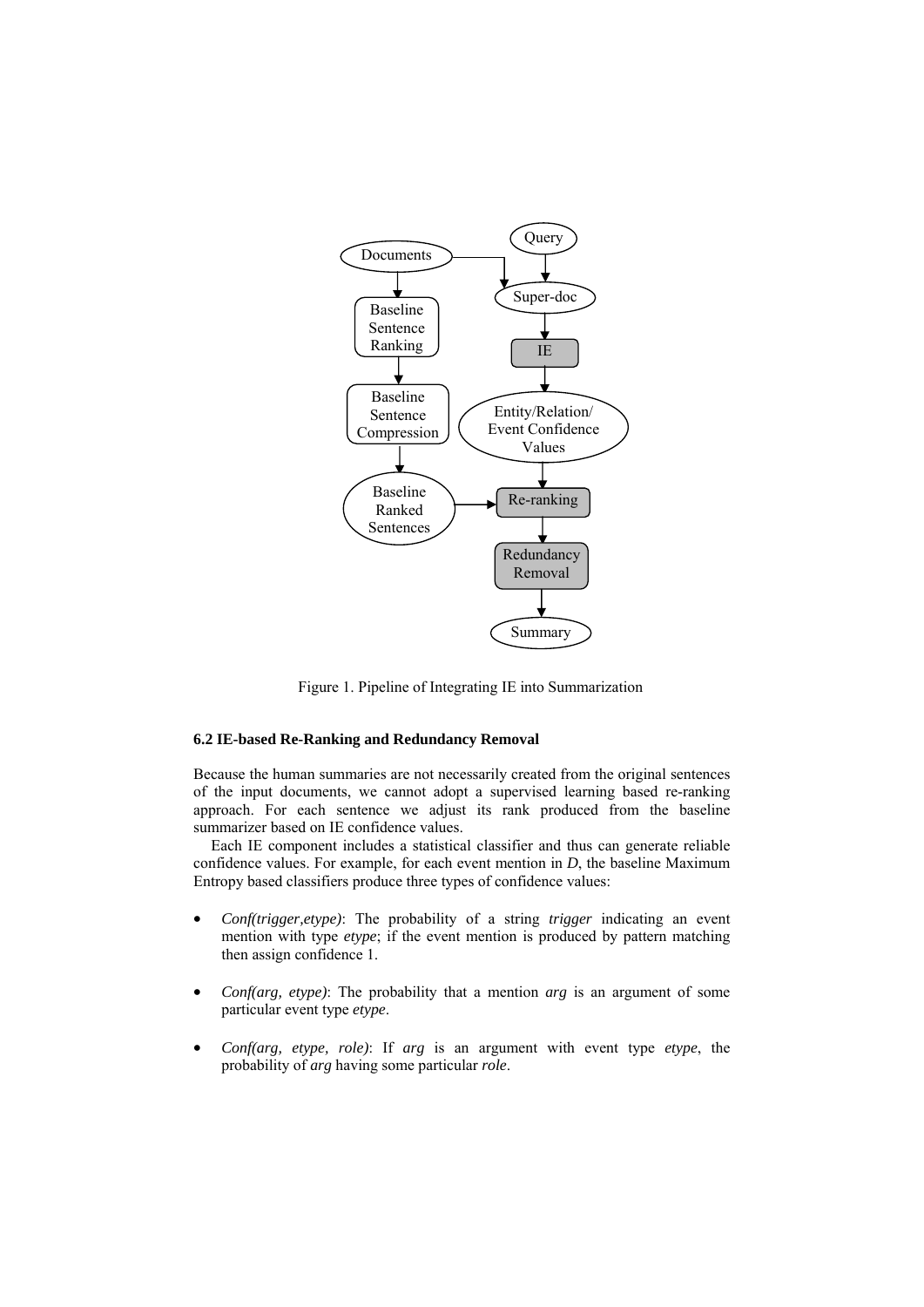Figure 1. Pipeline of Integrating IE into Summarization

### 6.2 IE-based Re-Ranking and Redundancy Removal

Because the human summaries are not necessarily created from the original sentences of the input documents, we cannot adopt a supervised learning based re-ranking approach. For each sentence we adjust its rank produced from the baseline summarizer based on IE confidence values.

Each IE component includes a statistical classifier and thus can generate reliable confidence values. For example, for each event mention in *D*, the baseline Maximum Entropy based classifiers produce three types of confidence values:

- *Conf(trigger,etype)*: The probability of a string *trigger* indicating an event mention with type *etype*; if the event mention is produced by pattern matching then assign confidence 1.
- *Conf(arg, etype)*: The probability that a mention *arg* is an argument of some particular event type *etype*.
- *Conf(arg, etype, role)*: If *arg* is an argument with event type *etype*, the probability of *arg* having some particular *role*.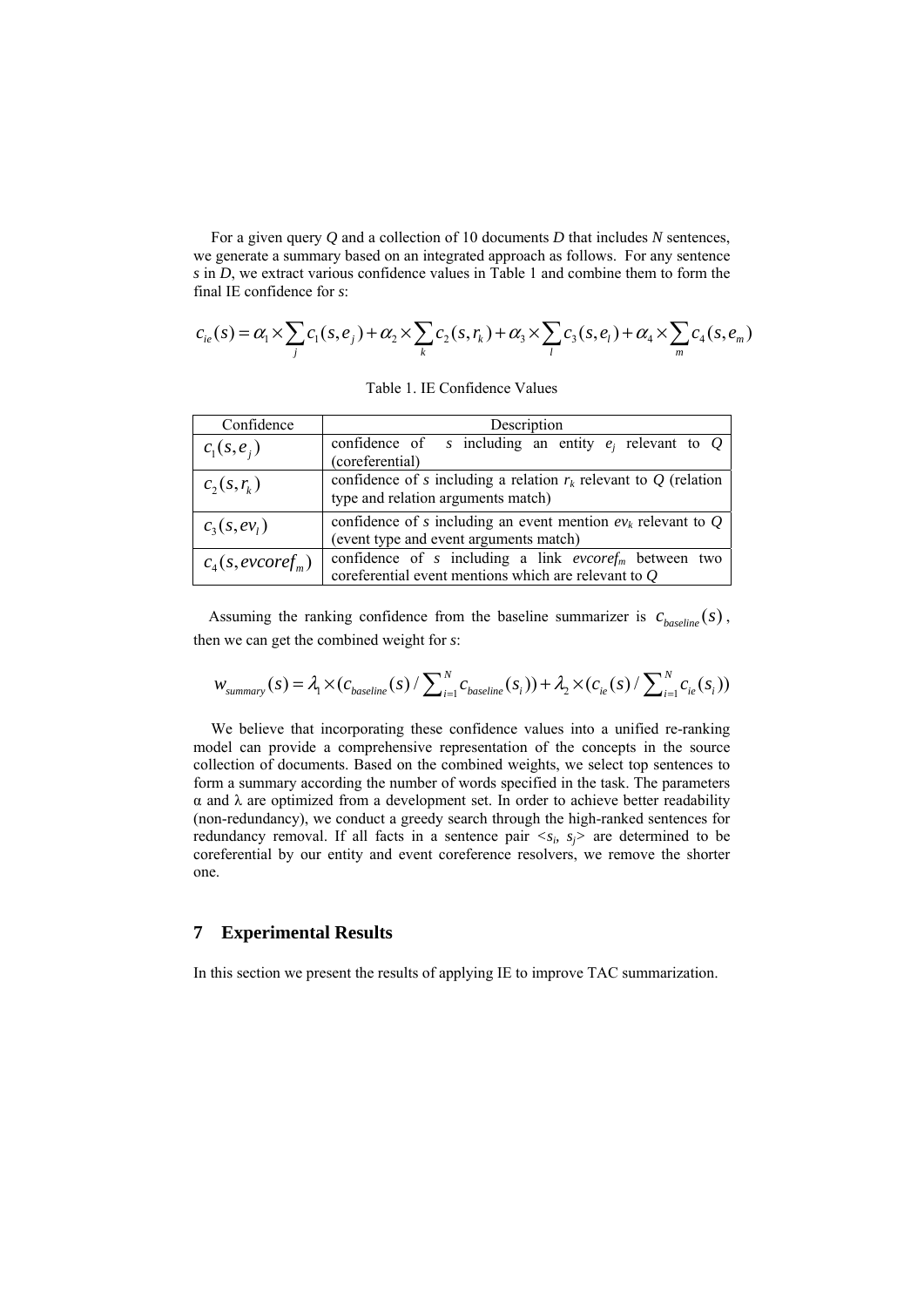For a given query *Q* and a collection of 10 documents *D* that includes *N* sentences, we generate a summary based on an integrated approach as follows. For any sentence *s* in *D*, we extract various confidence values in Table 1 and combine them to form the final IE confidence for *s*:

$$c_{ie}(s) = \alpha_1 \times \sum_j c_1(s, e_j) + \alpha_2 \times \sum_k c_2(s, r_k) + \alpha_3 \times \sum_l c_3(s, e_l) + \alpha_4 \times \sum_m c_4(s, e_m)$$

Table 1. IE Confidence Values

| Confidence | Description |
|---|---|
| $c_1(s, e_j)$ | confidence of *s* including an entity $e_j$ relevant to *Q* (coreferential) |
| $c_2(s, r_k)$ | confidence of *s* including a relation $r_k$ relevant to *Q* (relation type and relation arguments match) |
| $c_3(s, ev_l)$ | confidence of *s* including an event mention $ev_k$ relevant to *Q* (event type and event arguments match) |
| $c_4(s, evcoref_m)$ | confidence of *s* including a link $evcoref_m$ between two coreferential event mentions which are relevant to *Q* |

Assuming the ranking confidence from the baseline summarizer is $c_{baseline}(s)$, then we can get the combined weight for *s*:

$$w_{summary}(s) = \lambda_1 \times (c_{baseline}(s) / \sum_{i=1}^{N} c_{baseline}(s_i)) + \lambda_2 \times (c_{ie}(s) / \sum_{i=1}^{N} c_{ie}(s_i))$$

We believe that incorporating these confidence values into a unified re-ranking model can provide a comprehensive representation of the concepts in the source collection of documents. Based on the combined weights, we select top sentences to form a summary according the number of words specified in the task. The parameters α and λ are optimized from a development set. In order to achieve better readability (non-redundancy), we conduct a greedy search through the high-ranked sentences for redundancy removal. If all facts in a sentence pair $<s_i, s_j>$ are determined to be coreferential by our entity and event coreference resolvers, we remove the shorter one.

## 7 Experimental Results

In this section we present the results of applying IE to improve TAC summarization.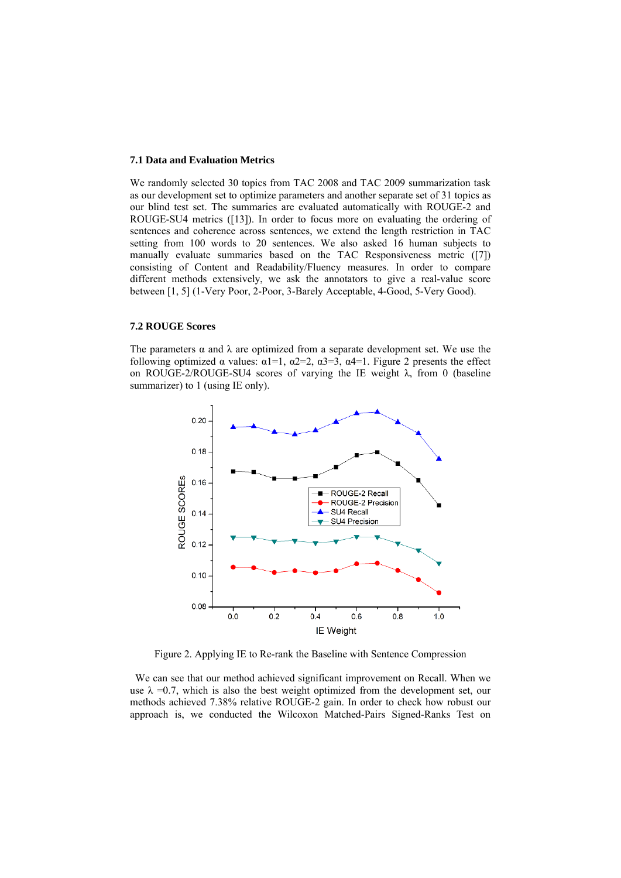### 7.1 Data and Evaluation Metrics

We randomly selected 30 topics from TAC 2008 and TAC 2009 summarization task as our development set to optimize parameters and another separate set of 31 topics as our blind test set. The summaries are evaluated automatically with ROUGE-2 and ROUGE-SU4 metrics ([13]). In order to focus more on evaluating the ordering of sentences and coherence across sentences, we extend the length restriction in TAC setting from 100 words to 20 sentences. We also asked 16 human subjects to manually evaluate summaries based on the TAC Responsiveness metric ([7]) consisting of Content and Readability/Fluency measures. In order to compare different methods extensively, we ask the annotators to give a real-value score between [1, 5] (1-Very Poor, 2-Poor, 3-Barely Acceptable, 4-Good, 5-Very Good).

### 7.2 ROUGE Scores

The parameters $\alpha$ and $\lambda$ are optimized from a separate development set. We use the following optimized $\alpha$ values: $\alpha 1=1$, $\alpha 2=2$, $\alpha 3=3$, $\alpha 4=1$. Figure 2 presents the effect on ROUGE-2/ROUGE-SU4 scores of varying the IE weight $\lambda$, from 0 (baseline summarizer) to 1 (using IE only).

Figure 2. Applying IE to Re-rank the Baseline with Sentence Compression

We can see that our method achieved significant improvement on Recall. When we use $\lambda$ =0.7, which is also the best weight optimized from the development set, our methods achieved 7.38% relative ROUGE-2 gain. In order to check how robust our approach is, we conducted the Wilcoxon Matched-Pairs Signed-Ranks Test on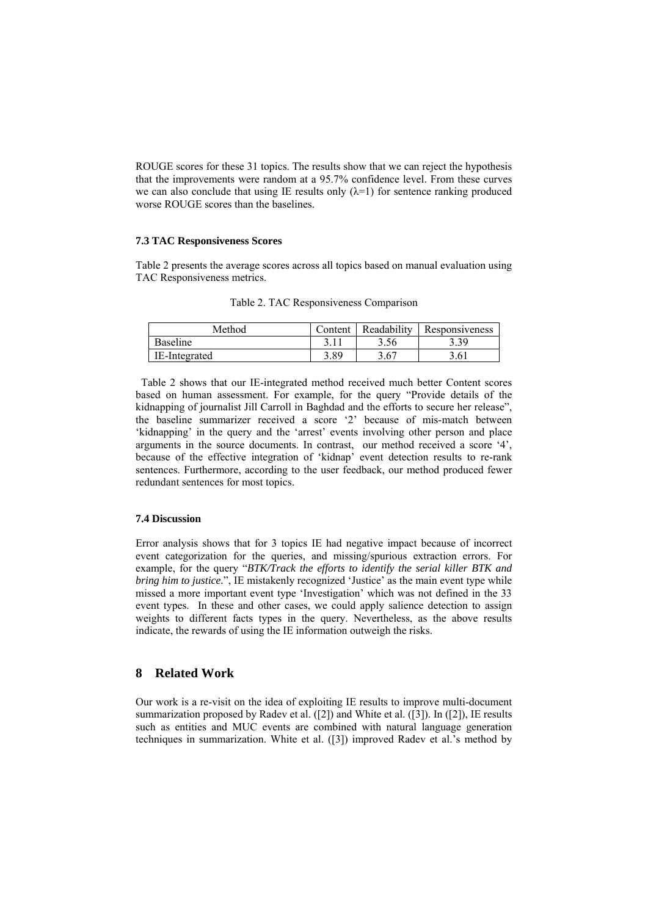ROUGE scores for these 31 topics. The results show that we can reject the hypothesis that the improvements were random at a 95.7% confidence level. From these curves we can also conclude that using IE results only ($\lambda$=1) for sentence ranking produced worse ROUGE scores than the baselines.

### 7.3 TAC Responsiveness Scores

Table 2 presents the average scores across all topics based on manual evaluation using TAC Responsiveness metrics.

Table 2. TAC Responsiveness Comparison

| Method | Content | Readability | Responsiveness |
|---|---|---|---|
| Baseline | 3.11 | 3.56 | 3.39 |
| IE-Integrated | 3.89 | 3.67 | 3.61 |

Table 2 shows that our IE-integrated method received much better Content scores based on human assessment. For example, for the query "Provide details of the kidnapping of journalist Jill Carroll in Baghdad and the efforts to secure her release", the baseline summarizer received a score '2' because of mis-match between 'kidnapping' in the query and the 'arrest' events involving other person and place arguments in the source documents. In contrast, our method received a score '4', because of the effective integration of 'kidnap' event detection results to re-rank sentences. Furthermore, according to the user feedback, our method produced fewer redundant sentences for most topics.

### 7.4 Discussion

Error analysis shows that for 3 topics IE had negative impact because of incorrect event categorization for the queries, and missing/spurious extraction errors. For example, for the query "*BTK/Track the efforts to identify the serial killer BTK and bring him to justice.*", IE mistakenly recognized 'Justice' as the main event type while missed a more important event type 'Investigation' which was not defined in the 33 event types. In these and other cases, we could apply salience detection to assign weights to different facts types in the query. Nevertheless, as the above results indicate, the rewards of using the IE information outweigh the risks.

## 8 Related Work

Our work is a re-visit on the idea of exploiting IE results to improve multi-document summarization proposed by Radev et al. ([2]) and White et al. ([3]). In ([2]), IE results such as entities and MUC events are combined with natural language generation techniques in summarization. White et al. ([3]) improved Radev et al.'s method by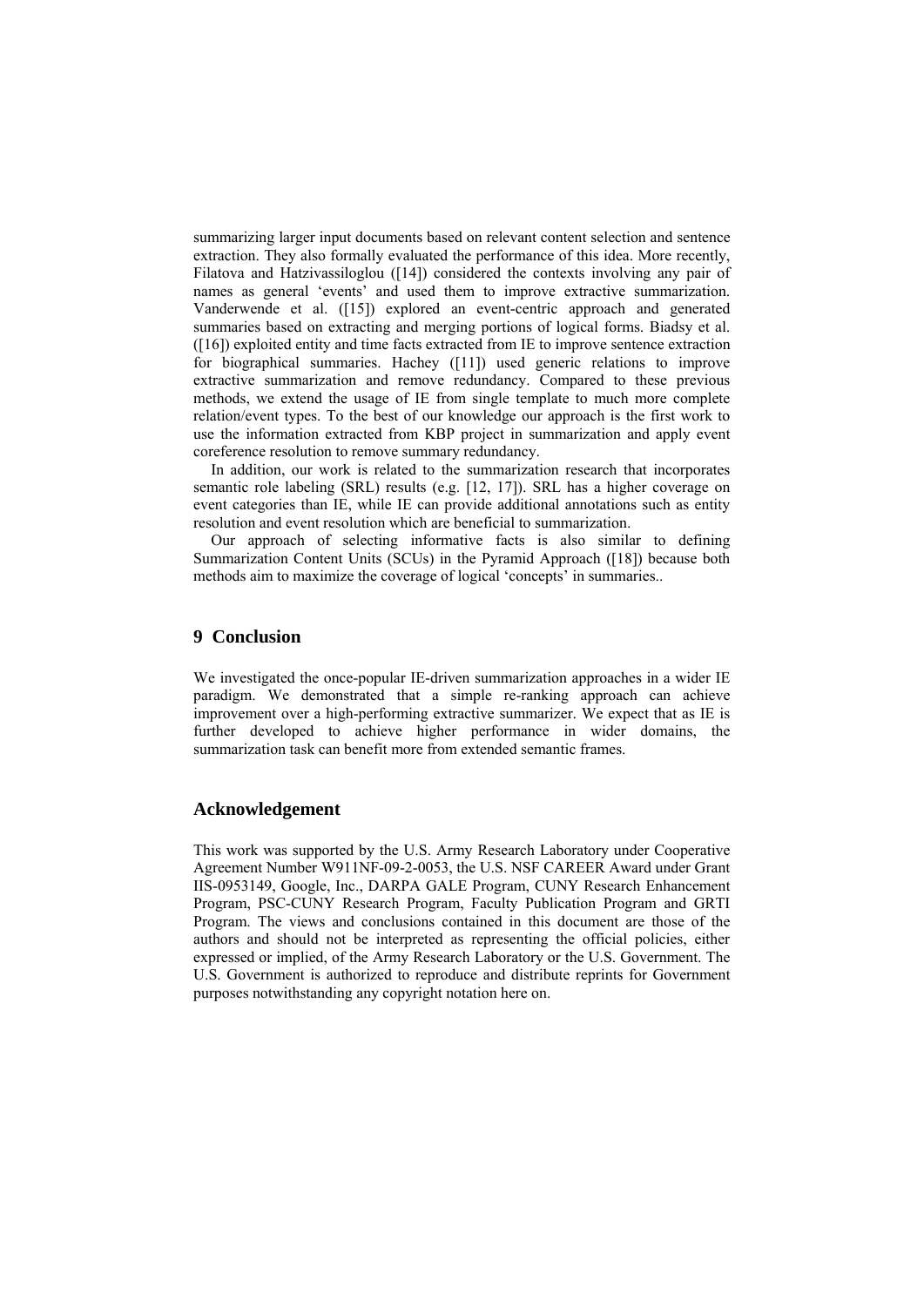summarizing larger input documents based on relevant content selection and sentence extraction. They also formally evaluated the performance of this idea. More recently, Filatova and Hatzivassiloglou ([14]) considered the contexts involving any pair of names as general 'events' and used them to improve extractive summarization. Vanderwende et al. ([15]) explored an event-centric approach and generated summaries based on extracting and merging portions of logical forms. Biadsy et al. ([16]) exploited entity and time facts extracted from IE to improve sentence extraction for biographical summaries. Hachey ([11]) used generic relations to improve extractive summarization and remove redundancy. Compared to these previous methods, we extend the usage of IE from single template to much more complete relation/event types. To the best of our knowledge our approach is the first work to use the information extracted from KBP project in summarization and apply event coreference resolution to remove summary redundancy.

In addition, our work is related to the summarization research that incorporates semantic role labeling (SRL) results (e.g. [12, 17]). SRL has a higher coverage on event categories than IE, while IE can provide additional annotations such as entity resolution and event resolution which are beneficial to summarization.

Our approach of selecting informative facts is also similar to defining Summarization Content Units (SCUs) in the Pyramid Approach ([18]) because both methods aim to maximize the coverage of logical 'concepts' in summaries..

## 9 Conclusion

We investigated the once-popular IE-driven summarization approaches in a wider IE paradigm. We demonstrated that a simple re-ranking approach can achieve improvement over a high-performing extractive summarizer. We expect that as IE is further developed to achieve higher performance in wider domains, the summarization task can benefit more from extended semantic frames.

## Acknowledgement

This work was supported by the U.S. Army Research Laboratory under Cooperative Agreement Number W911NF-09-2-0053, the U.S. NSF CAREER Award under Grant IIS-0953149, Google, Inc., DARPA GALE Program, CUNY Research Enhancement Program, PSC-CUNY Research Program, Faculty Publication Program and GRTI Program. The views and conclusions contained in this document are those of the authors and should not be interpreted as representing the official policies, either expressed or implied, of the Army Research Laboratory or the U.S. Government. The U.S. Government is authorized to reproduce and distribute reprints for Government purposes notwithstanding any copyright notation here on.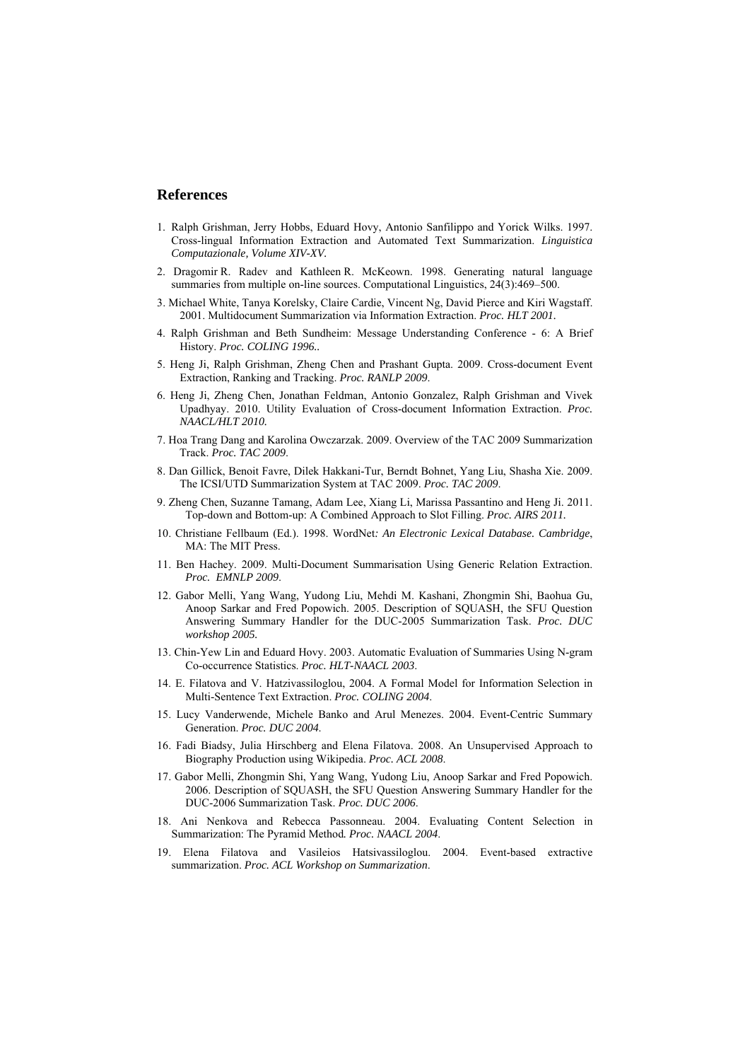## References

1. Ralph Grishman, Jerry Hobbs, Eduard Hovy, Antonio Sanfilippo and Yorick Wilks. 1997. Cross-lingual Information Extraction and Automated Text Summarization. *Linguistica Computazionale, Volume XIV-XV*.
2. Dragomir R. Radev and Kathleen R. McKeown. 1998. Generating natural language summaries from multiple on-line sources. Computational Linguistics, 24(3):469–500.
3. Michael White, Tanya Korelsky, Claire Cardie, Vincent Ng, David Pierce and Kiri Wagstaff. 2001. Multidocument Summarization via Information Extraction. *Proc. HLT 2001*.
4. Ralph Grishman and Beth Sundheim: Message Understanding Conference - 6: A Brief History. *Proc. COLING 1996.*.
5. Heng Ji, Ralph Grishman, Zheng Chen and Prashant Gupta. 2009. Cross-document Event Extraction, Ranking and Tracking. *Proc. RANLP 2009*.
6. Heng Ji, Zheng Chen, Jonathan Feldman, Antonio Gonzalez, Ralph Grishman and Vivek Upadhyay. 2010. Utility Evaluation of Cross-document Information Extraction. *Proc. NAACL/HLT 2010*.
7. Hoa Trang Dang and Karolina Owczarzak. 2009. Overview of the TAC 2009 Summarization Track. *Proc. TAC 2009*.
8. Dan Gillick, Benoit Favre, Dilek Hakkani-Tur, Berndt Bohnet, Yang Liu, Shasha Xie. 2009. The ICSI/UTD Summarization System at TAC 2009. *Proc. TAC 2009*.
9. Zheng Chen, Suzanne Tamang, Adam Lee, Xiang Li, Marissa Passantino and Heng Ji. 2011. Top-down and Bottom-up: A Combined Approach to Slot Filling. *Proc. AIRS 2011.*
10. Christiane Fellbaum (Ed.). 1998. WordNet*: An Electronic Lexical Database. Cambridge*, MA: The MIT Press.
11. Ben Hachey. 2009. Multi-Document Summarisation Using Generic Relation Extraction. *Proc. EMNLP 2009*.
12. Gabor Melli, Yang Wang, Yudong Liu, Mehdi M. Kashani, Zhongmin Shi, Baohua Gu, Anoop Sarkar and Fred Popowich. 2005. Description of SQUASH, the SFU Question Answering Summary Handler for the DUC-2005 Summarization Task. *Proc. DUC workshop 2005.*
13. Chin-Yew Lin and Eduard Hovy. 2003. Automatic Evaluation of Summaries Using N-gram Co-occurrence Statistics. *Proc. HLT-NAACL 2003*.
14. E. Filatova and V. Hatzivassiloglou, 2004. A Formal Model for Information Selection in Multi-Sentence Text Extraction. *Proc. COLING 2004*.
15. Lucy Vanderwende, Michele Banko and Arul Menezes. 2004. Event-Centric Summary Generation. *Proc. DUC 2004*.
16. Fadi Biadsy, Julia Hirschberg and Elena Filatova. 2008. An Unsupervised Approach to Biography Production using Wikipedia. *Proc. ACL 2008*.
17. Gabor Melli, Zhongmin Shi, Yang Wang, Yudong Liu, Anoop Sarkar and Fred Popowich. 2006. Description of SQUASH, the SFU Question Answering Summary Handler for the DUC-2006 Summarization Task. *Proc. DUC 2006*.
18. Ani Nenkova and Rebecca Passonneau. 2004. Evaluating Content Selection in Summarization: The Pyramid Method*. Proc. NAACL 2004*.
19. Elena Filatova and Vasileios Hatsivassiloglou. 2004. Event-based extractive summarization. *Proc. ACL Workshop on Summarization*.